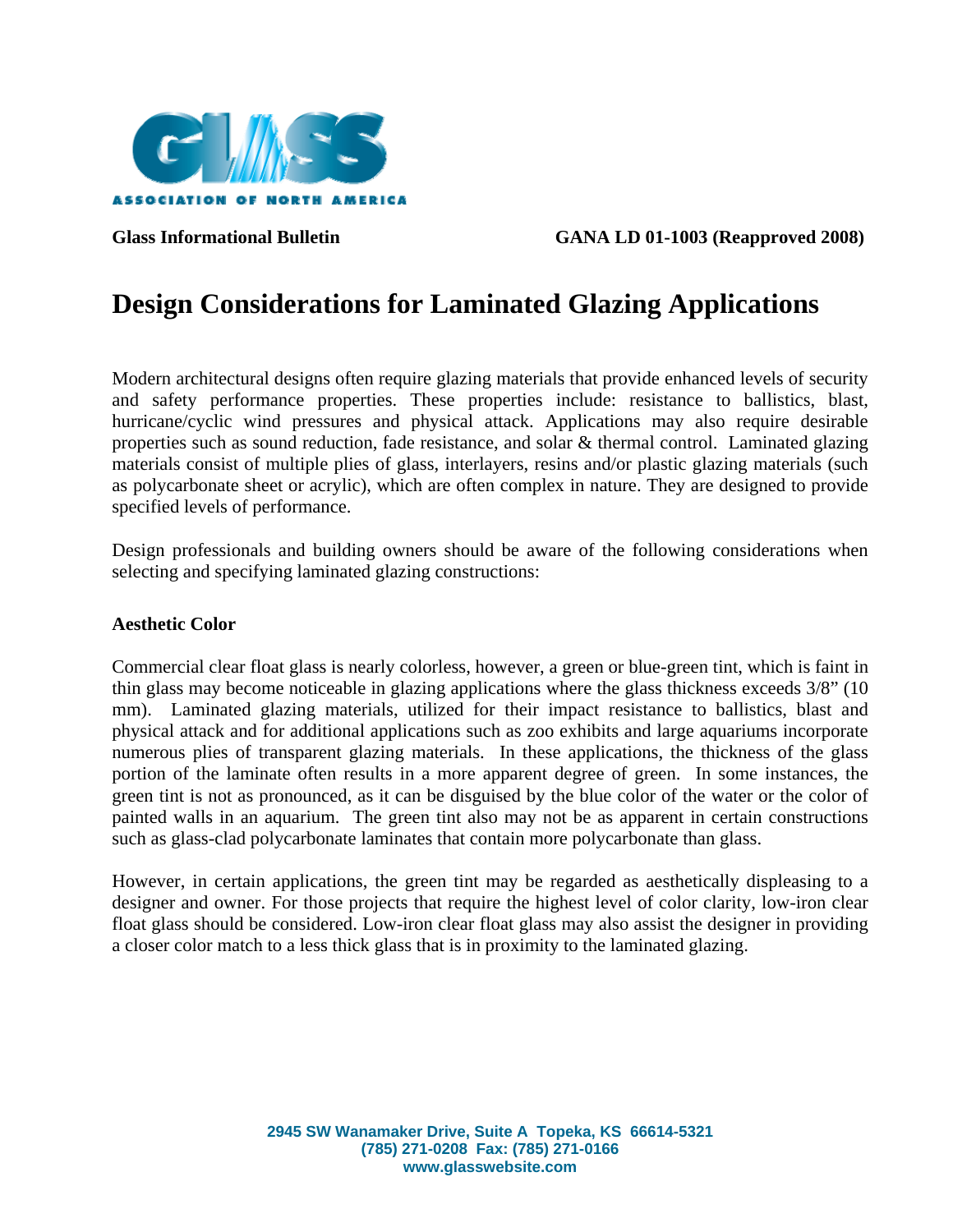GLASS ASSOCIATION OF NORTH AMERICA

**Glass Informational Bulletin** **GANA LD 01-1003 (Reapproved 2008)**

# Design Considerations for Laminated Glazing Applications

Modern architectural designs often require glazing materials that provide enhanced levels of security and safety performance properties. These properties include: resistance to ballistics, blast, hurricane/cyclic wind pressures and physical attack. Applications may also require desirable properties such as sound reduction, fade resistance, and solar & thermal control. Laminated glazing materials consist of multiple plies of glass, interlayers, resins and/or plastic glazing materials (such as polycarbonate sheet or acrylic), which are often complex in nature. They are designed to provide specified levels of performance.

Design professionals and building owners should be aware of the following considerations when selecting and specifying laminated glazing constructions:

### Aesthetic Color

Commercial clear float glass is nearly colorless, however, a green or blue-green tint, which is faint in thin glass may become noticeable in glazing applications where the glass thickness exceeds 3/8" (10 mm). Laminated glazing materials, utilized for their impact resistance to ballistics, blast and physical attack and for additional applications such as zoo exhibits and large aquariums incorporate numerous plies of transparent glazing materials. In these applications, the thickness of the glass portion of the laminate often results in a more apparent degree of green. In some instances, the green tint is not as pronounced, as it can be disguised by the blue color of the water or the color of painted walls in an aquarium. The green tint also may not be as apparent in certain constructions such as glass-clad polycarbonate laminates that contain more polycarbonate than glass.

However, in certain applications, the green tint may be regarded as aesthetically displeasing to a designer and owner. For those projects that require the highest level of color clarity, low-iron clear float glass should be considered. Low-iron clear float glass may also assist the designer in providing a closer color match to a less thick glass that is in proximity to the laminated glazing.

2945 SW Wanamaker Drive, Suite A Topeka, KS 66614-5321
(785) 271-0208 Fax: (785) 271-0166
www.glasswebsite.com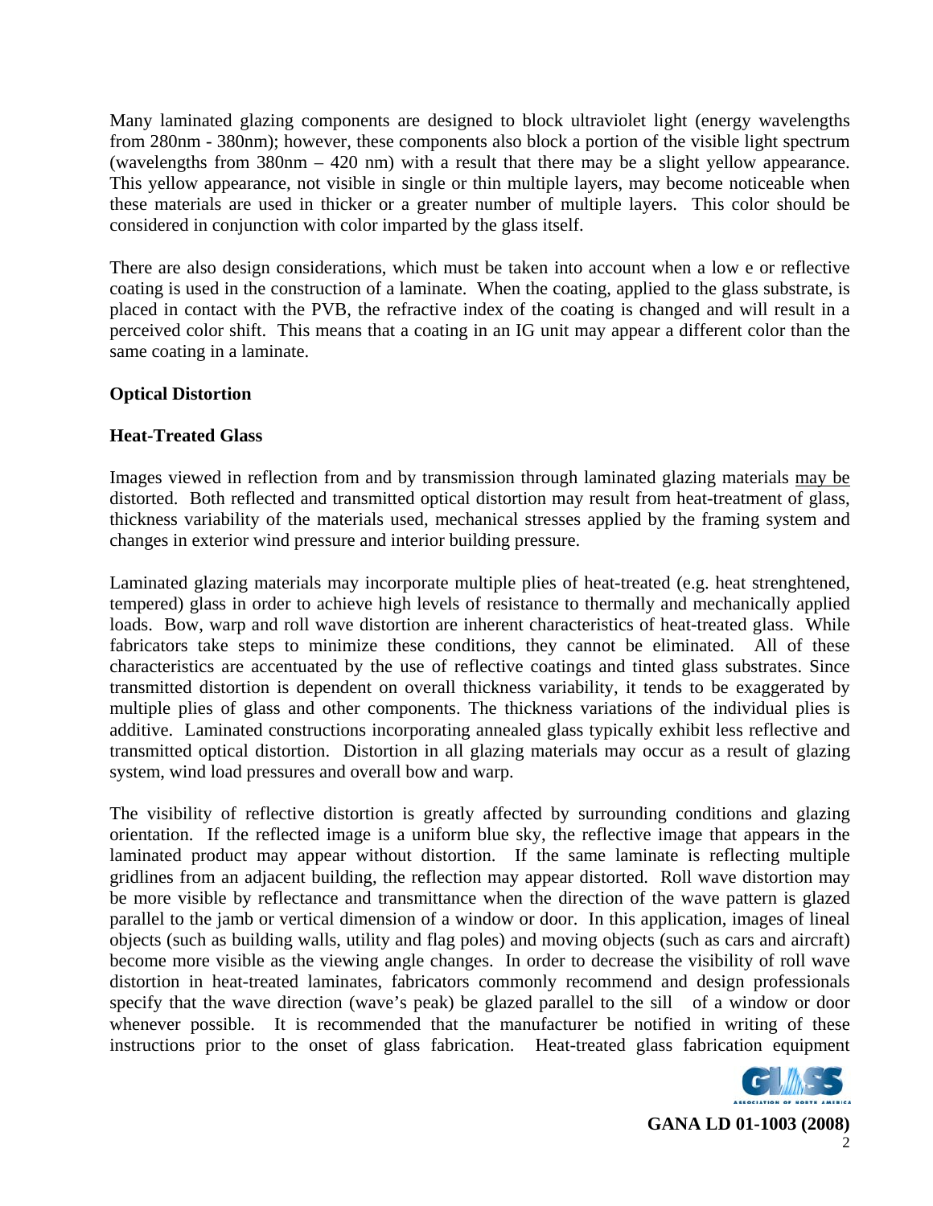Many laminated glazing components are designed to block ultraviolet light (energy wavelengths from 280nm - 380nm); however, these components also block a portion of the visible light spectrum (wavelengths from 380nm – 420 nm) with a result that there may be a slight yellow appearance. This yellow appearance, not visible in single or thin multiple layers, may become noticeable when these materials are used in thicker or a greater number of multiple layers. This color should be considered in conjunction with color imparted by the glass itself.

There are also design considerations, which must be taken into account when a low e or reflective coating is used in the construction of a laminate. When the coating, applied to the glass substrate, is placed in contact with the PVB, the refractive index of the coating is changed and will result in a perceived color shift. This means that a coating in an IG unit may appear a different color than the same coating in a laminate.

**Optical Distortion**

**Heat-Treated Glass**

Images viewed in reflection from and by transmission through laminated glazing materials <u>may be</u> distorted. Both reflected and transmitted optical distortion may result from heat-treatment of glass, thickness variability of the materials used, mechanical stresses applied by the framing system and changes in exterior wind pressure and interior building pressure.

Laminated glazing materials may incorporate multiple plies of heat-treated (e.g. heat strenghtened, tempered) glass in order to achieve high levels of resistance to thermally and mechanically applied loads. Bow, warp and roll wave distortion are inherent characteristics of heat-treated glass. While fabricators take steps to minimize these conditions, they cannot be eliminated. All of these characteristics are accentuated by the use of reflective coatings and tinted glass substrates. Since transmitted distortion is dependent on overall thickness variability, it tends to be exaggerated by multiple plies of glass and other components. The thickness variations of the individual plies is additive. Laminated constructions incorporating annealed glass typically exhibit less reflective and transmitted optical distortion. Distortion in all glazing materials may occur as a result of glazing system, wind load pressures and overall bow and warp.

The visibility of reflective distortion is greatly affected by surrounding conditions and glazing orientation. If the reflected image is a uniform blue sky, the reflective image that appears in the laminated product may appear without distortion. If the same laminate is reflecting multiple gridlines from an adjacent building, the reflection may appear distorted. Roll wave distortion may be more visible by reflectance and transmittance when the direction of the wave pattern is glazed parallel to the jamb or vertical dimension of a window or door. In this application, images of lineal objects (such as building walls, utility and flag poles) and moving objects (such as cars and aircraft) become more visible as the viewing angle changes. In order to decrease the visibility of roll wave distortion in heat-treated laminates, fabricators commonly recommend and design professionals specify that the wave direction (wave's peak) be glazed parallel to the sill of a window or door whenever possible. It is recommended that the manufacturer be notified in writing of these instructions prior to the onset of glass fabrication. Heat-treated glass fabrication equipment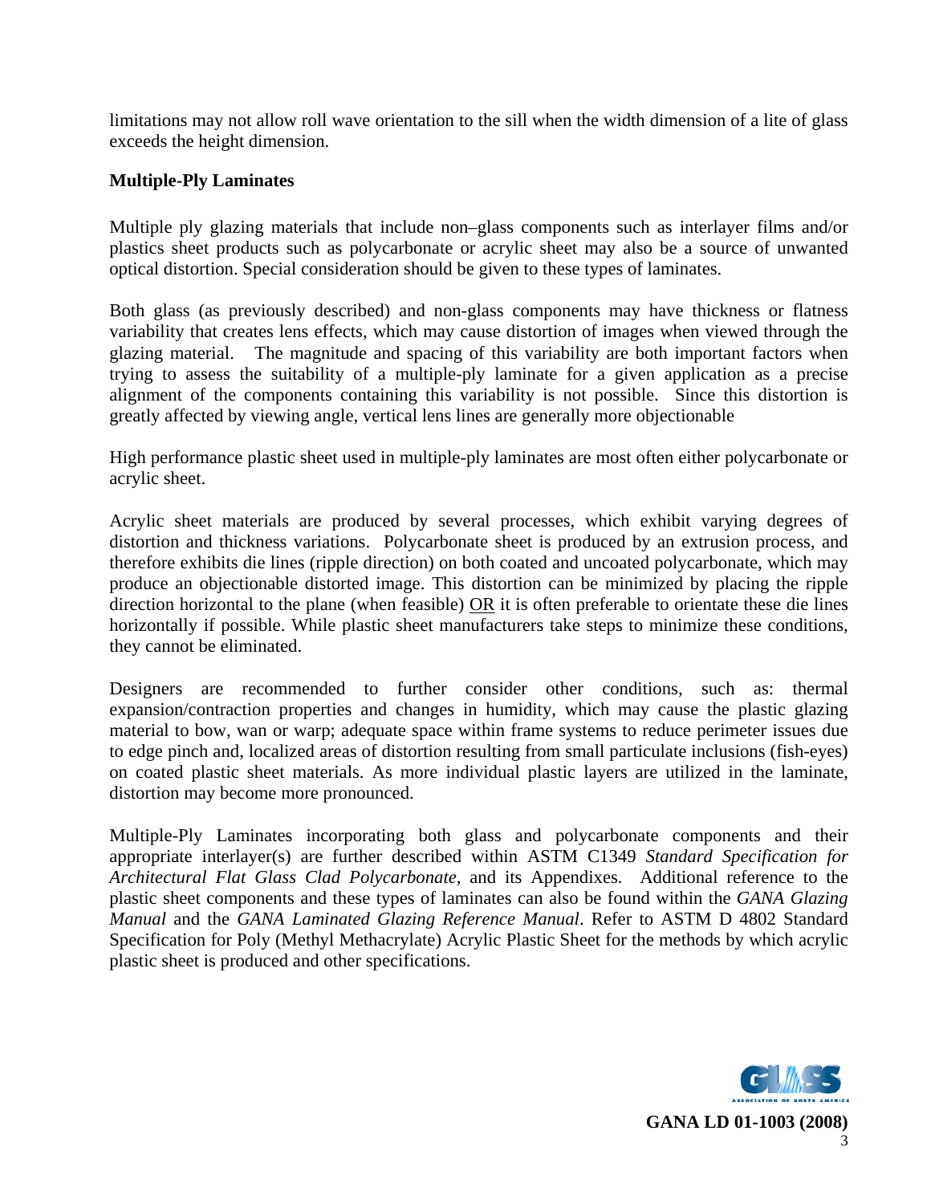limitations may not allow roll wave orientation to the sill when the width dimension of a lite of glass exceeds the height dimension.

**Multiple-Ply Laminates**

Multiple ply glazing materials that include non–glass components such as interlayer films and/or plastics sheet products such as polycarbonate or acrylic sheet may also be a source of unwanted optical distortion. Special consideration should be given to these types of laminates.

Both glass (as previously described) and non-glass components may have thickness or flatness variability that creates lens effects, which may cause distortion of images when viewed through the glazing material. The magnitude and spacing of this variability are both important factors when trying to assess the suitability of a multiple-ply laminate for a given application as a precise alignment of the components containing this variability is not possible. Since this distortion is greatly affected by viewing angle, vertical lens lines are generally more objectionable

High performance plastic sheet used in multiple-ply laminates are most often either polycarbonate or acrylic sheet.

Acrylic sheet materials are produced by several processes, which exhibit varying degrees of distortion and thickness variations. Polycarbonate sheet is produced by an extrusion process, and therefore exhibits die lines (ripple direction) on both coated and uncoated polycarbonate, which may produce an objectionable distorted image. This distortion can be minimized by placing the ripple direction horizontal to the plane (when feasible) <u>OR</u> it is often preferable to orientate these die lines horizontally if possible. While plastic sheet manufacturers take steps to minimize these conditions, they cannot be eliminated.

Designers are recommended to further consider other conditions, such as: thermal expansion/contraction properties and changes in humidity, which may cause the plastic glazing material to bow, wan or warp; adequate space within frame systems to reduce perimeter issues due to edge pinch and, localized areas of distortion resulting from small particulate inclusions (fish-eyes) on coated plastic sheet materials. As more individual plastic layers are utilized in the laminate, distortion may become more pronounced.

Multiple-Ply Laminates incorporating both glass and polycarbonate components and their appropriate interlayer(s) are further described within ASTM C1349 *Standard Specification for Architectural Flat Glass Clad Polycarbonate*, and its Appendixes. Additional reference to the plastic sheet components and these types of laminates can also be found within the *GANA Glazing Manual* and the *GANA Laminated Glazing Reference Manual*. Refer to ASTM D 4802 Standard Specification for Poly (Methyl Methacrylate) Acrylic Plastic Sheet for the methods by which acrylic plastic sheet is produced and other specifications.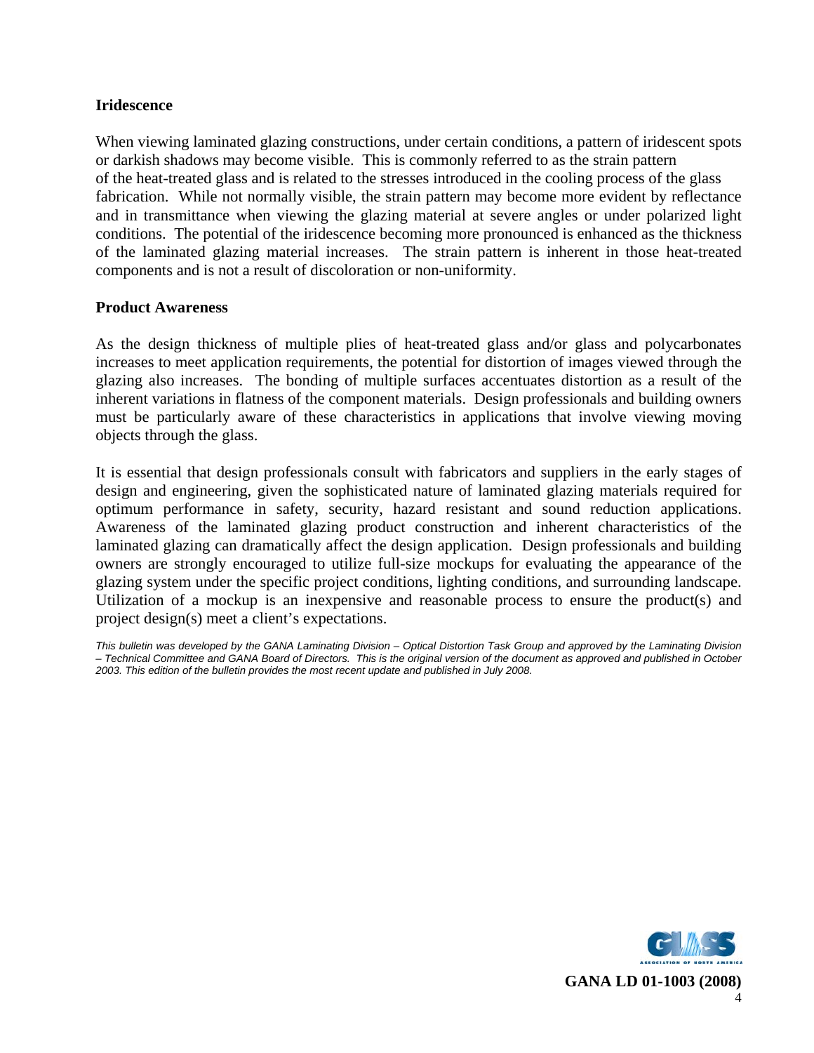**Iridescence**

When viewing laminated glazing constructions, under certain conditions, a pattern of iridescent spots or darkish shadows may become visible. This is commonly referred to as the strain pattern of the heat-treated glass and is related to the stresses introduced in the cooling process of the glass fabrication. While not normally visible, the strain pattern may become more evident by reflectance and in transmittance when viewing the glazing material at severe angles or under polarized light conditions. The potential of the iridescence becoming more pronounced is enhanced as the thickness of the laminated glazing material increases. The strain pattern is inherent in those heat-treated components and is not a result of discoloration or non-uniformity.

**Product Awareness**

As the design thickness of multiple plies of heat-treated glass and/or glass and polycarbonates increases to meet application requirements, the potential for distortion of images viewed through the glazing also increases. The bonding of multiple surfaces accentuates distortion as a result of the inherent variations in flatness of the component materials. Design professionals and building owners must be particularly aware of these characteristics in applications that involve viewing moving objects through the glass.

It is essential that design professionals consult with fabricators and suppliers in the early stages of design and engineering, given the sophisticated nature of laminated glazing materials required for optimum performance in safety, security, hazard resistant and sound reduction applications. Awareness of the laminated glazing product construction and inherent characteristics of the laminated glazing can dramatically affect the design application. Design professionals and building owners are strongly encouraged to utilize full-size mockups for evaluating the appearance of the glazing system under the specific project conditions, lighting conditions, and surrounding landscape. Utilization of a mockup is an inexpensive and reasonable process to ensure the product(s) and project design(s) meet a client's expectations.

*This bulletin was developed by the GANA Laminating Division – Optical Distortion Task Group and approved by the Laminating Division – Technical Committee and GANA Board of Directors. This is the original version of the document as approved and published in October 2003. This edition of the bulletin provides the most recent update and published in July 2008.*